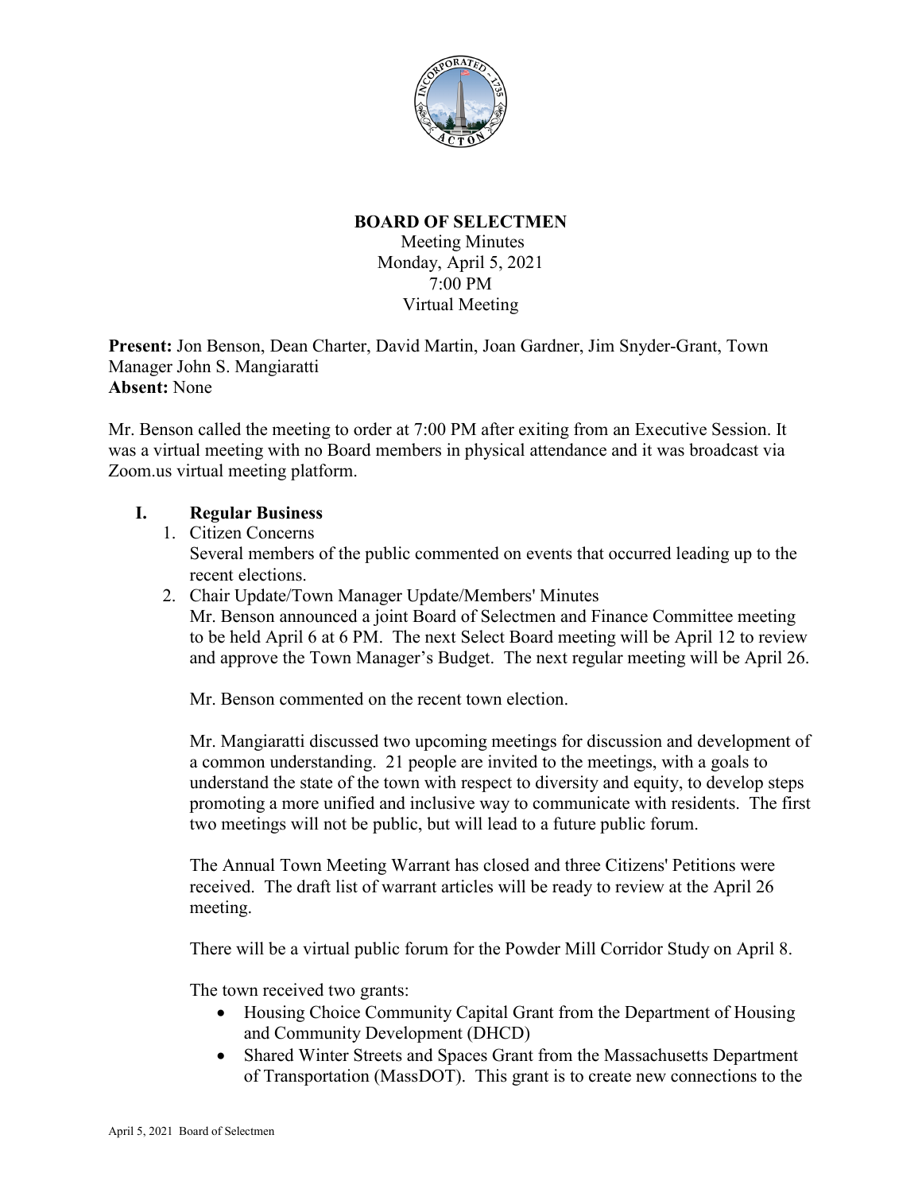# BOARD OF SELECTMEN

Meeting Minutes
Monday, April 5, 2021
7:00 PM
Virtual Meeting

**Present:** Jon Benson, Dean Charter, David Martin, Joan Gardner, Jim Snyder-Grant, Town Manager John S. Mangiaratti
**Absent:** None

Mr. Benson called the meeting to order at 7:00 PM after exiting from an Executive Session. It was a virtual meeting with no Board members in physical attendance and it was broadcast via Zoom.us virtual meeting platform.

## I. Regular Business

1. Citizen Concerns
   Several members of the public commented on events that occurred leading up to the recent elections.
2. Chair Update/Town Manager Update/Members' Minutes
   Mr. Benson announced a joint Board of Selectmen and Finance Committee meeting to be held April 6 at 6 PM. The next Select Board meeting will be April 12 to review and approve the Town Manager's Budget. The next regular meeting will be April 26.

   Mr. Benson commented on the recent town election.

   Mr. Mangiaratti discussed two upcoming meetings for discussion and development of a common understanding. 21 people are invited to the meetings, with a goals to understand the state of the town with respect to diversity and equity, to develop steps promoting a more unified and inclusive way to communicate with residents. The first two meetings will not be public, but will lead to a future public forum.

   The Annual Town Meeting Warrant has closed and three Citizens' Petitions were received. The draft list of warrant articles will be ready to review at the April 26 meeting.

   There will be a virtual public forum for the Powder Mill Corridor Study on April 8.

   The town received two grants:
   - Housing Choice Community Capital Grant from the Department of Housing and Community Development (DHCD)
   - Shared Winter Streets and Spaces Grant from the Massachusetts Department of Transportation (MassDOT). This grant is to create new connections to the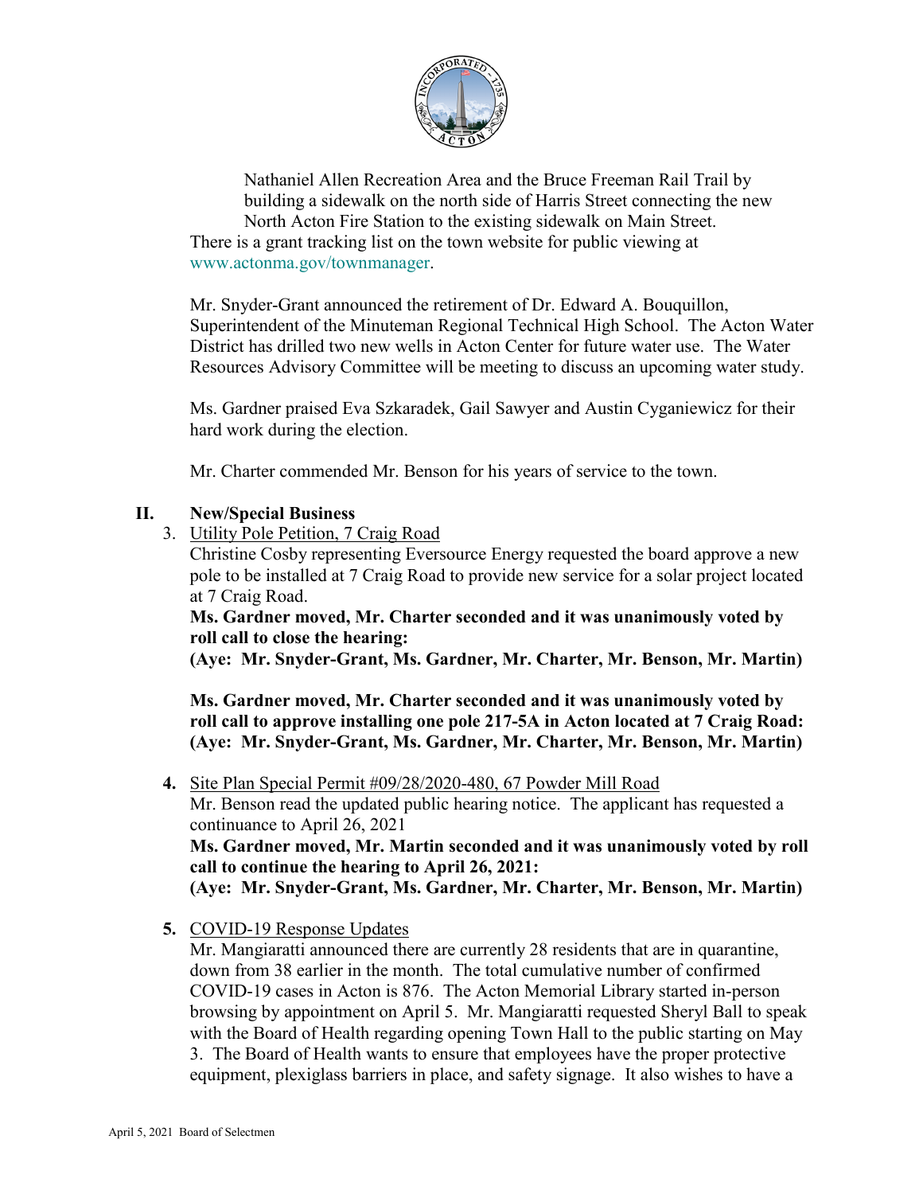Nathaniel Allen Recreation Area and the Bruce Freeman Rail Trail by building a sidewalk on the north side of Harris Street connecting the new North Acton Fire Station to the existing sidewalk on Main Street.

There is a grant tracking list on the town website for public viewing at www.actonma.gov/townmanager.

Mr. Snyder-Grant announced the retirement of Dr. Edward A. Bouquillon, Superintendent of the Minuteman Regional Technical High School. The Acton Water District has drilled two new wells in Acton Center for future water use. The Water Resources Advisory Committee will be meeting to discuss an upcoming water study.

Ms. Gardner praised Eva Szkaradek, Gail Sawyer and Austin Cyganiewicz for their hard work during the election.

Mr. Charter commended Mr. Benson for his years of service to the town.

## II. New/Special Business

3. Utility Pole Petition, 7 Craig Road

   Christine Cosby representing Eversource Energy requested the board approve a new pole to be installed at 7 Craig Road to provide new service for a solar project located at 7 Craig Road.

   **Ms. Gardner moved, Mr. Charter seconded and it was unanimously voted by roll call to close the hearing:**
   **(Aye: Mr. Snyder-Grant, Ms. Gardner, Mr. Charter, Mr. Benson, Mr. Martin)**

   **Ms. Gardner moved, Mr. Charter seconded and it was unanimously voted by roll call to approve installing one pole 217-5A in Acton located at 7 Craig Road:**
   **(Aye: Mr. Snyder-Grant, Ms. Gardner, Mr. Charter, Mr. Benson, Mr. Martin)**

4. Site Plan Special Permit #09/28/2020-480, 67 Powder Mill Road

   Mr. Benson read the updated public hearing notice. The applicant has requested a continuance to April 26, 2021

   **Ms. Gardner moved, Mr. Martin seconded and it was unanimously voted by roll call to continue the hearing to April 26, 2021:**
   **(Aye: Mr. Snyder-Grant, Ms. Gardner, Mr. Charter, Mr. Benson, Mr. Martin)**

5. COVID-19 Response Updates

   Mr. Mangiaratti announced there are currently 28 residents that are in quarantine, down from 38 earlier in the month. The total cumulative number of confirmed COVID-19 cases in Acton is 876. The Acton Memorial Library started in-person browsing by appointment on April 5. Mr. Mangiaratti requested Sheryl Ball to speak with the Board of Health regarding opening Town Hall to the public starting on May 3. The Board of Health wants to ensure that employees have the proper protective equipment, plexiglass barriers in place, and safety signage. It also wishes to have a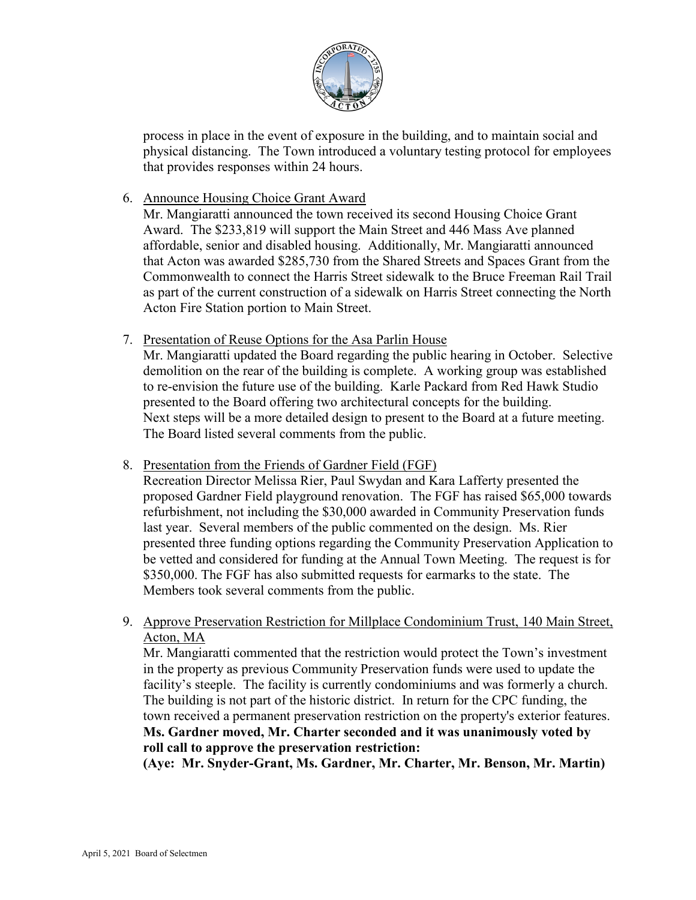process in place in the event of exposure in the building, and to maintain social and physical distancing. The Town introduced a voluntary testing protocol for employees that provides responses within 24 hours.

6. Announce Housing Choice Grant Award

   Mr. Mangiaratti announced the town received its second Housing Choice Grant Award. The $233,819 will support the Main Street and 446 Mass Ave planned affordable, senior and disabled housing. Additionally, Mr. Mangiaratti announced that Acton was awarded $285,730 from the Shared Streets and Spaces Grant from the Commonwealth to connect the Harris Street sidewalk to the Bruce Freeman Rail Trail as part of the current construction of a sidewalk on Harris Street connecting the North Acton Fire Station portion to Main Street.

7. Presentation of Reuse Options for the Asa Parlin House

   Mr. Mangiaratti updated the Board regarding the public hearing in October. Selective demolition on the rear of the building is complete. A working group was established to re-envision the future use of the building. Karle Packard from Red Hawk Studio presented to the Board offering two architectural concepts for the building. Next steps will be a more detailed design to present to the Board at a future meeting. The Board listed several comments from the public.

8. Presentation from the Friends of Gardner Field (FGF)

   Recreation Director Melissa Rier, Paul Swydan and Kara Lafferty presented the proposed Gardner Field playground renovation. The FGF has raised $65,000 towards refurbishment, not including the $30,000 awarded in Community Preservation funds last year. Several members of the public commented on the design. Ms. Rier presented three funding options regarding the Community Preservation Application to be vetted and considered for funding at the Annual Town Meeting. The request is for $350,000. The FGF has also submitted requests for earmarks to the state. The Members took several comments from the public.

9. Approve Preservation Restriction for Millplace Condominium Trust, 140 Main Street, Acton, MA

   Mr. Mangiaratti commented that the restriction would protect the Town's investment in the property as previous Community Preservation funds were used to update the facility's steeple. The facility is currently condominiums and was formerly a church. The building is not part of the historic district. In return for the CPC funding, the town received a permanent preservation restriction on the property's exterior features.
   **Ms. Gardner moved, Mr. Charter seconded and it was unanimously voted by roll call to approve the preservation restriction:**
   **(Aye: Mr. Snyder-Grant, Ms. Gardner, Mr. Charter, Mr. Benson, Mr. Martin)**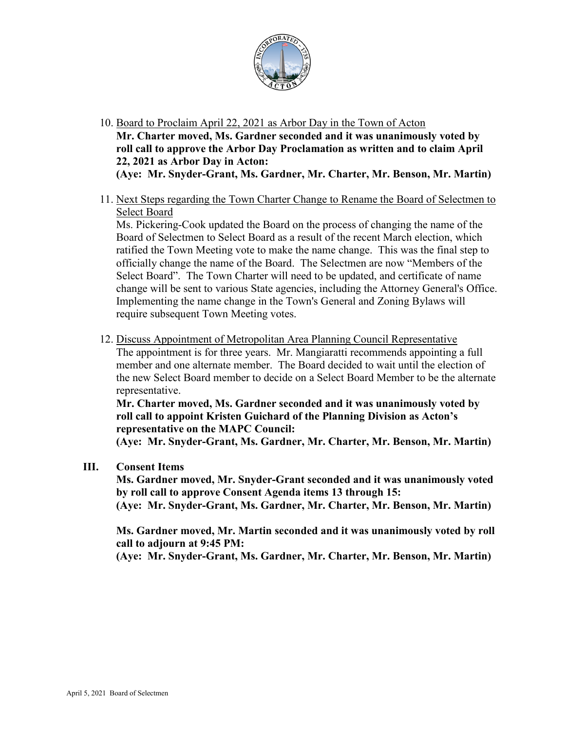10. Board to Proclaim April 22, 2021 as Arbor Day in the Town of Acton
    **Mr. Charter moved, Ms. Gardner seconded and it was unanimously voted by roll call to approve the Arbor Day Proclamation as written and to claim April 22, 2021 as Arbor Day in Acton:**
    **(Aye: Mr. Snyder-Grant, Ms. Gardner, Mr. Charter, Mr. Benson, Mr. Martin)**

11. Next Steps regarding the Town Charter Change to Rename the Board of Selectmen to Select Board
    Ms. Pickering-Cook updated the Board on the process of changing the name of the Board of Selectmen to Select Board as a result of the recent March election, which ratified the Town Meeting vote to make the name change. This was the final step to officially change the name of the Board. The Selectmen are now "Members of the Select Board". The Town Charter will need to be updated, and certificate of name change will be sent to various State agencies, including the Attorney General's Office. Implementing the name change in the Town's General and Zoning Bylaws will require subsequent Town Meeting votes.

12. Discuss Appointment of Metropolitan Area Planning Council Representative
    The appointment is for three years. Mr. Mangiaratti recommends appointing a full member and one alternate member. The Board decided to wait until the election of the new Select Board member to decide on a Select Board Member to be the alternate representative.
    **Mr. Charter moved, Ms. Gardner seconded and it was unanimously voted by roll call to appoint Kristen Guichard of the Planning Division as Acton's representative on the MAPC Council:**
    **(Aye: Mr. Snyder-Grant, Ms. Gardner, Mr. Charter, Mr. Benson, Mr. Martin)**

## III. Consent Items

**Ms. Gardner moved, Mr. Snyder-Grant seconded and it was unanimously voted by roll call to approve Consent Agenda items 13 through 15:**
**(Aye: Mr. Snyder-Grant, Ms. Gardner, Mr. Charter, Mr. Benson, Mr. Martin)**

**Ms. Gardner moved, Mr. Martin seconded and it was unanimously voted by roll call to adjourn at 9:45 PM:**
**(Aye: Mr. Snyder-Grant, Ms. Gardner, Mr. Charter, Mr. Benson, Mr. Martin)**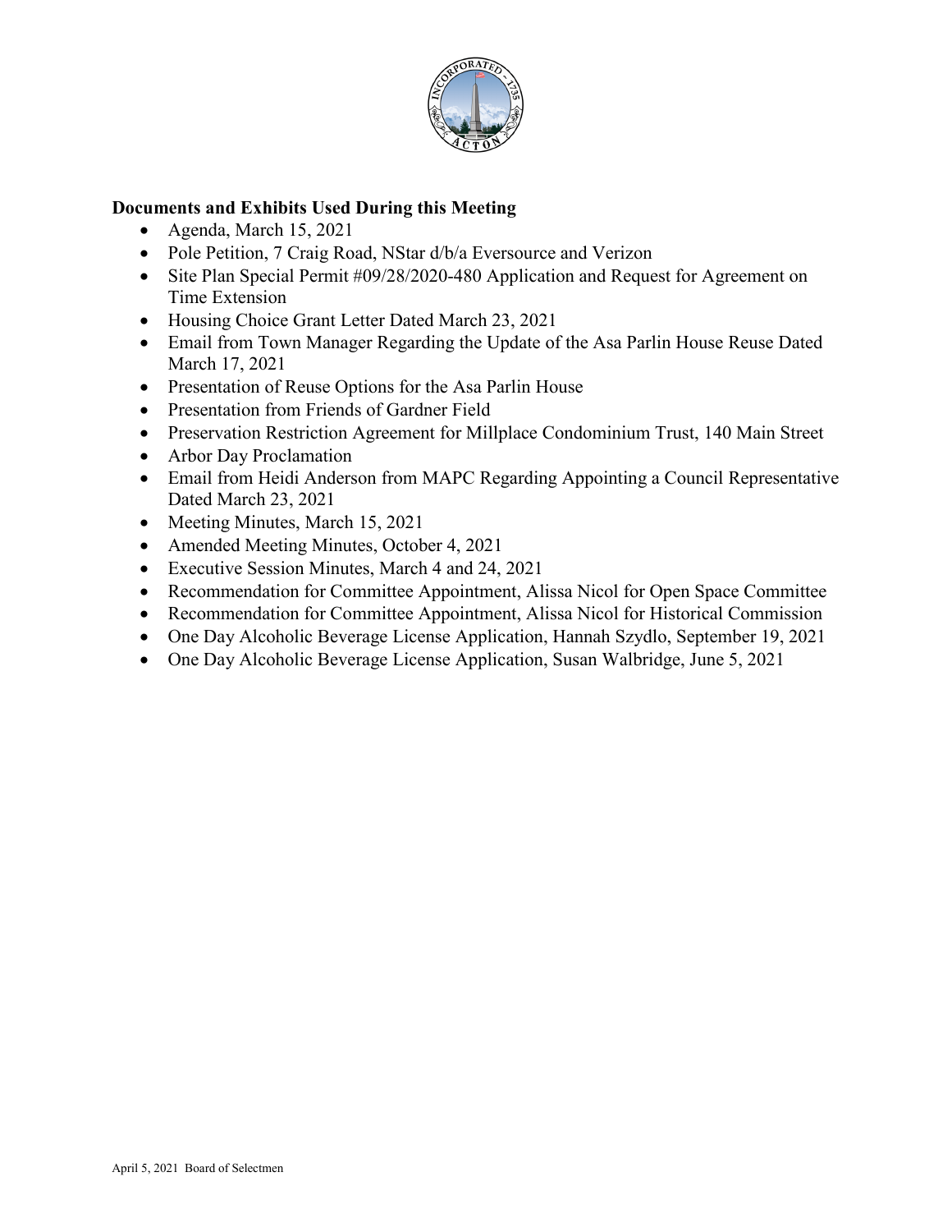**Documents and Exhibits Used During this Meeting**

- Agenda, March 15, 2021
- Pole Petition, 7 Craig Road, NStar d/b/a Eversource and Verizon
- Site Plan Special Permit #09/28/2020-480 Application and Request for Agreement on Time Extension
- Housing Choice Grant Letter Dated March 23, 2021
- Email from Town Manager Regarding the Update of the Asa Parlin House Reuse Dated March 17, 2021
- Presentation of Reuse Options for the Asa Parlin House
- Presentation from Friends of Gardner Field
- Preservation Restriction Agreement for Millplace Condominium Trust, 140 Main Street
- Arbor Day Proclamation
- Email from Heidi Anderson from MAPC Regarding Appointing a Council Representative Dated March 23, 2021
- Meeting Minutes, March 15, 2021
- Amended Meeting Minutes, October 4, 2021
- Executive Session Minutes, March 4 and 24, 2021
- Recommendation for Committee Appointment, Alissa Nicol for Open Space Committee
- Recommendation for Committee Appointment, Alissa Nicol for Historical Commission
- One Day Alcoholic Beverage License Application, Hannah Szydlo, September 19, 2021
- One Day Alcoholic Beverage License Application, Susan Walbridge, June 5, 2021